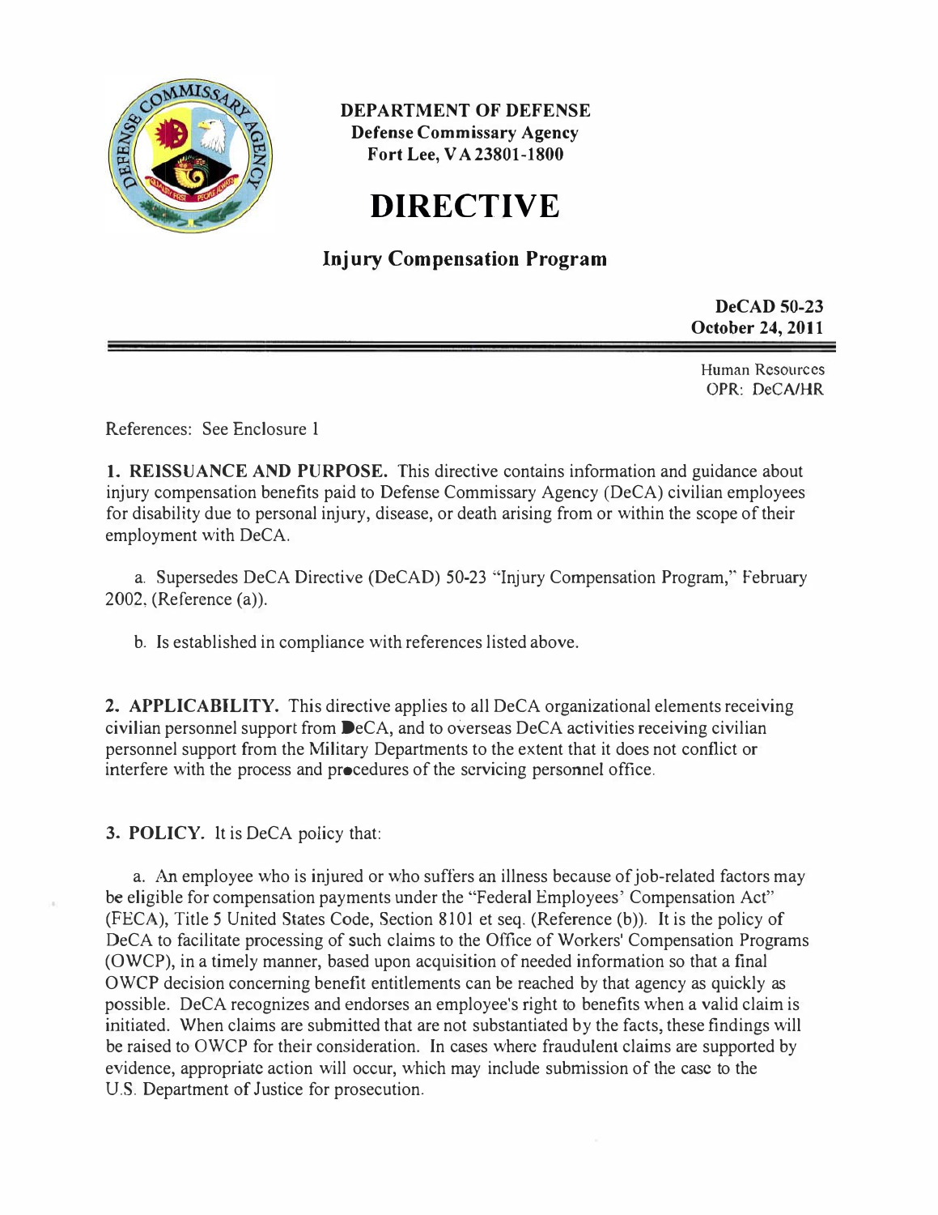**DEPARTMENT OF DEFENSE**
**Defense Commissary Agency**
**Fort Lee, VA 23801-1800**

# DIRECTIVE

## Injury Compensation Program

**DeCAD 50-23**
**October 24, 2011**

Human Resources
OPR: DeCA/HR

References: See Enclosure 1

**1. REISSUANCE AND PURPOSE.** This directive contains information and guidance about injury compensation benefits paid to Defense Commissary Agency (DeCA) civilian employees for disability due to personal injury, disease, or death arising from or within the scope of their employment with DeCA.

a. Supersedes DeCA Directive (DeCAD) 50-23 "Injury Compensation Program," February 2002, (Reference (a)).

b. Is established in compliance with references listed above.

**2. APPLICABILITY.** This directive applies to all DeCA organizational elements receiving civilian personnel support from DeCA, and to overseas DeCA activities receiving civilian personnel support from the Military Departments to the extent that it does not conflict or interfere with the process and procedures of the servicing personnel office.

**3. POLICY.** It is DeCA policy that:

a. An employee who is injured or who suffers an illness because of job-related factors may be eligible for compensation payments under the "Federal Employees' Compensation Act" (FECA), Title 5 United States Code, Section 8101 et seq. (Reference (b)). It is the policy of DeCA to facilitate processing of such claims to the Office of Workers' Compensation Programs (OWCP), in a timely manner, based upon acquisition of needed information so that a final OWCP decision concerning benefit entitlements can be reached by that agency as quickly as possible. DeCA recognizes and endorses an employee's right to benefits when a valid claim is initiated. When claims are submitted that are not substantiated by the facts, these findings will be raised to OWCP for their consideration. In cases where fraudulent claims are supported by evidence, appropriate action will occur, which may include submission of the case to the U.S. Department of Justice for prosecution.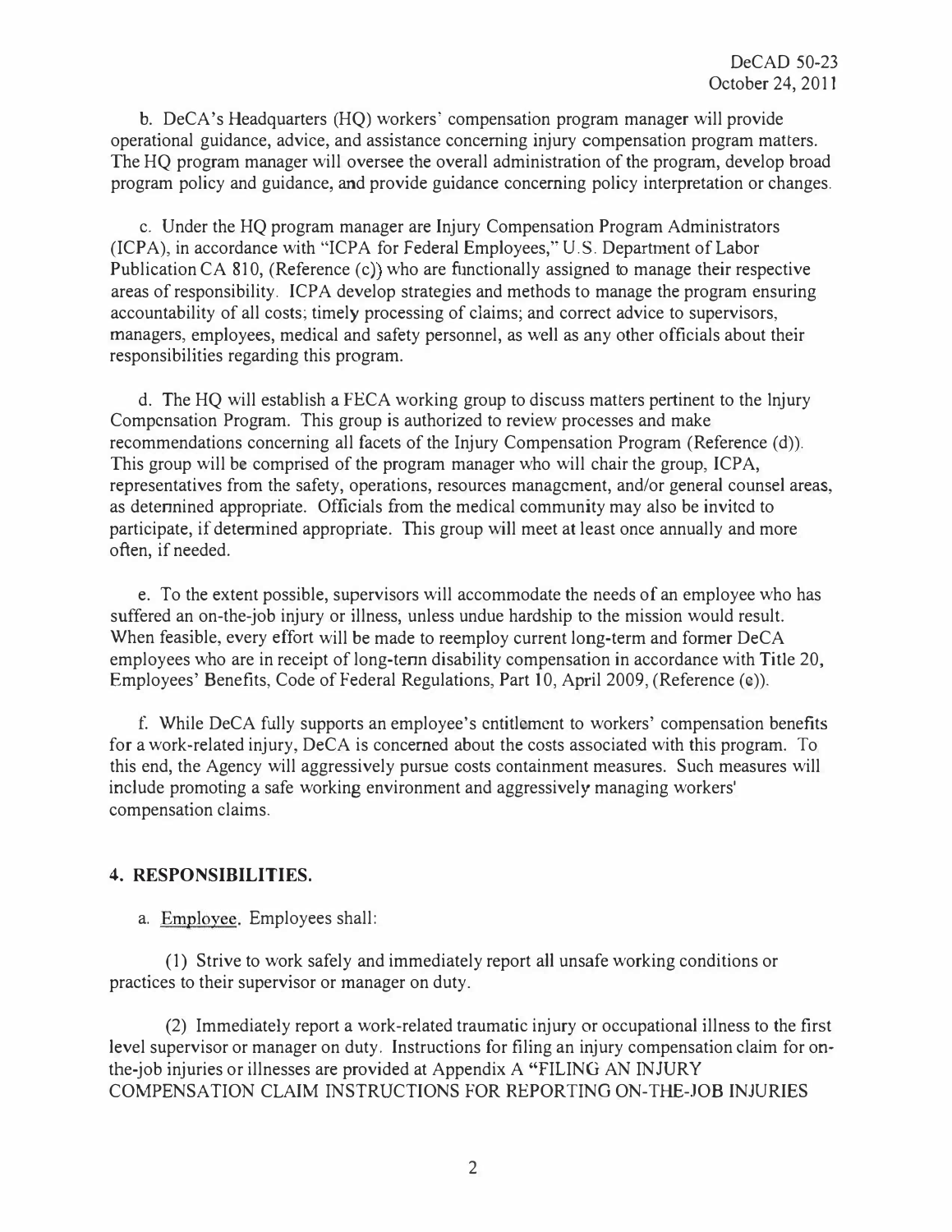b. DeCA's Headquarters (HQ) workers' compensation program manager will provide operational guidance, advice, and assistance concerning injury compensation program matters. The HQ program manager will oversee the overall administration of the program, develop broad program policy and guidance, and provide guidance concerning policy interpretation or changes.

c. Under the HQ program manager are Injury Compensation Program Administrators (ICPA), in accordance with "ICPA for Federal Employees," U.S. Department of Labor Publication CA 810, (Reference (c)) who are functionally assigned to manage their respective areas of responsibility. ICPA develop strategies and methods to manage the program ensuring accountability of all costs; timely processing of claims; and correct advice to supervisors, managers, employees, medical and safety personnel, as well as any other officials about their responsibilities regarding this program.

d. The HQ will establish a FECA working group to discuss matters pertinent to the Injury Compensation Program. This group is authorized to review processes and make recommendations concerning all facets of the Injury Compensation Program (Reference (d)). This group will be comprised of the program manager who will chair the group, ICPA, representatives from the safety, operations, resources management, and/or general counsel areas, as determined appropriate. Officials from the medical community may also be invited to participate, if determined appropriate. This group will meet at least once annually and more often, if needed.

e. To the extent possible, supervisors will accommodate the needs of an employee who has suffered an on-the-job injury or illness, unless undue hardship to the mission would result. When feasible, every effort will be made to reemploy current long-term and former DeCA employees who are in receipt of long-term disability compensation in accordance with Title 20, Employees' Benefits, Code of Federal Regulations, Part 10, April 2009, (Reference (e)).

f. While DeCA fully supports an employee's entitlement to workers' compensation benefits for a work-related injury, DeCA is concerned about the costs associated with this program. To this end, the Agency will aggressively pursue costs containment measures. Such measures will include promoting a safe working environment and aggressively managing workers' compensation claims.

## 4. RESPONSIBILITIES.

a. Employee. Employees shall:

(1) Strive to work safely and immediately report all unsafe working conditions or practices to their supervisor or manager on duty.

(2) Immediately report a work-related traumatic injury or occupational illness to the first level supervisor or manager on duty. Instructions for filing an injury compensation claim for on-the-job injuries or illnesses are provided at Appendix A "FILING AN INJURY COMPENSATION CLAIM INSTRUCTIONS FOR REPORTING ON-THE-JOB INJURIES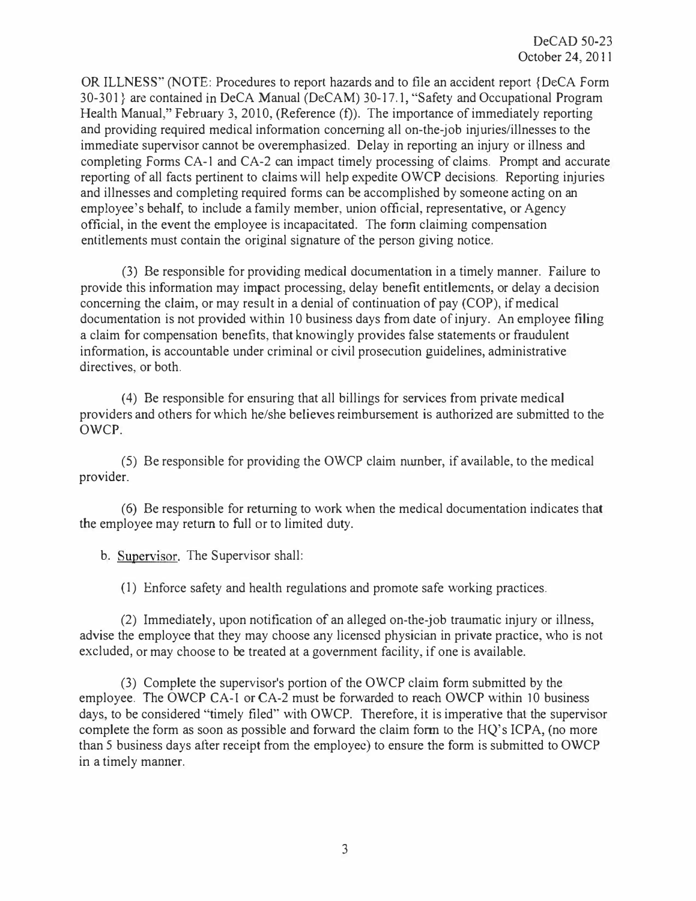OR ILLNESS" (NOTE: Procedures to report hazards and to file an accident report {DeCA Form 30-301} are contained in DeCA Manual (DeCAM) 30-17.1, "Safety and Occupational Program Health Manual," February 3, 2010, (Reference (f)). The importance of immediately reporting and providing required medical information concerning all on-the-job injuries/illnesses to the immediate supervisor cannot be overemphasized. Delay in reporting an injury or illness and completing Forms CA-1 and CA-2 can impact timely processing of claims. Prompt and accurate reporting of all facts pertinent to claims will help expedite OWCP decisions. Reporting injuries and illnesses and completing required forms can be accomplished by someone acting on an employee's behalf, to include a family member, union official, representative, or Agency official, in the event the employee is incapacitated. The form claiming compensation entitlements must contain the original signature of the person giving notice.

(3) Be responsible for providing medical documentation in a timely manner. Failure to provide this information may impact processing, delay benefit entitlements, or delay a decision concerning the claim, or may result in a denial of continuation of pay (COP), if medical documentation is not provided within 10 business days from date of injury. An employee filing a claim for compensation benefits, that knowingly provides false statements or fraudulent information, is accountable under criminal or civil prosecution guidelines, administrative directives, or both.

(4) Be responsible for ensuring that all billings for services from private medical providers and others for which he/she believes reimbursement is authorized are submitted to the OWCP.

(5) Be responsible for providing the OWCP claim number, if available, to the medical provider.

(6) Be responsible for returning to work when the medical documentation indicates that the employee may return to full or to limited duty.

b. Supervisor. The Supervisor shall:

(1) Enforce safety and health regulations and promote safe working practices.

(2) Immediately, upon notification of an alleged on-the-job traumatic injury or illness, advise the employee that they may choose any licensed physician in private practice, who is not excluded, or may choose to be treated at a government facility, if one is available.

(3) Complete the supervisor's portion of the OWCP claim form submitted by the employee. The OWCP CA-1 or CA-2 must be forwarded to reach OWCP within 10 business days, to be considered "timely filed" with OWCP. Therefore, it is imperative that the supervisor complete the form as soon as possible and forward the claim form to the HQ's ICPA, (no more than 5 business days after receipt from the employee) to ensure the form is submitted to OWCP in a timely manner.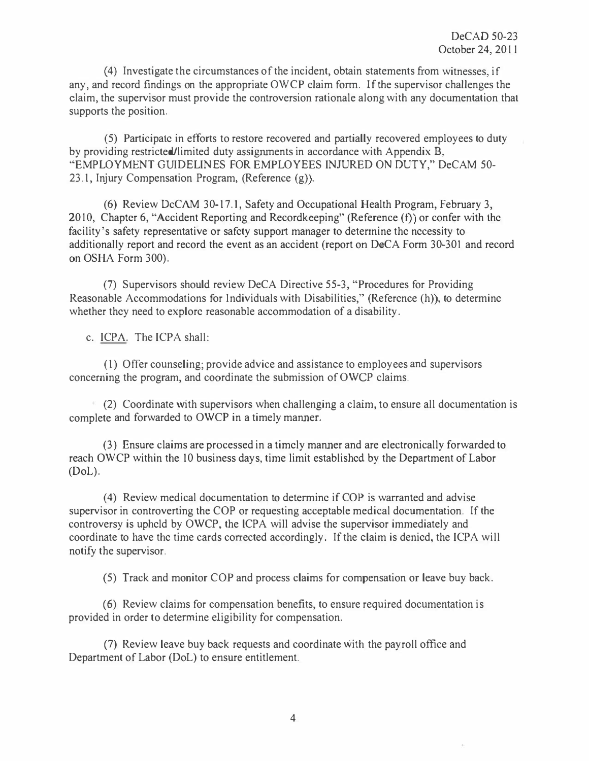(4) Investigate the circumstances of the incident, obtain statements from witnesses, if any, and record findings on the appropriate OWCP claim form. If the supervisor challenges the claim, the supervisor must provide the controversion rationale along with any documentation that supports the position.

(5) Participate in efforts to restore recovered and partially recovered employees to duty by providing restricted/limited duty assignments in accordance with Appendix B, "EMPLOYMENT GUIDELINES FOR EMPLOYEES INJURED ON DUTY," DeCAM 50-23.1, Injury Compensation Program, (Reference (g)).

(6) Review DeCAM 30-17.1, Safety and Occupational Health Program, February 3, 2010, Chapter 6, "Accident Reporting and Recordkeeping" (Reference (f)) or confer with the facility's safety representative or safety support manager to determine the necessity to additionally report and record the event as an accident (report on DeCA Form 30-301 and record on OSHA Form 300).

(7) Supervisors should review DeCA Directive 55-3, "Procedures for Providing Reasonable Accommodations for Individuals with Disabilities," (Reference (h)), to determine whether they need to explore reasonable accommodation of a disability.

c. <u>ICPA</u>. The ICPA shall:

(1) Offer counseling; provide advice and assistance to employees and supervisors concerning the program, and coordinate the submission of OWCP claims.

(2) Coordinate with supervisors when challenging a claim, to ensure all documentation is complete and forwarded to OWCP in a timely manner.

(3) Ensure claims are processed in a timely manner and are electronically forwarded to reach OWCP within the 10 business days, time limit established by the Department of Labor (DoL).

(4) Review medical documentation to determine if COP is warranted and advise supervisor in controverting the COP or requesting acceptable medical documentation. If the controversy is upheld by OWCP, the ICPA will advise the supervisor immediately and coordinate to have the time cards corrected accordingly. If the claim is denied, the ICPA will notify the supervisor.

(5) Track and monitor COP and process claims for compensation or leave buy back.

(6) Review claims for compensation benefits, to ensure required documentation is provided in order to determine eligibility for compensation.

(7) Review leave buy back requests and coordinate with the payroll office and Department of Labor (DoL) to ensure entitlement.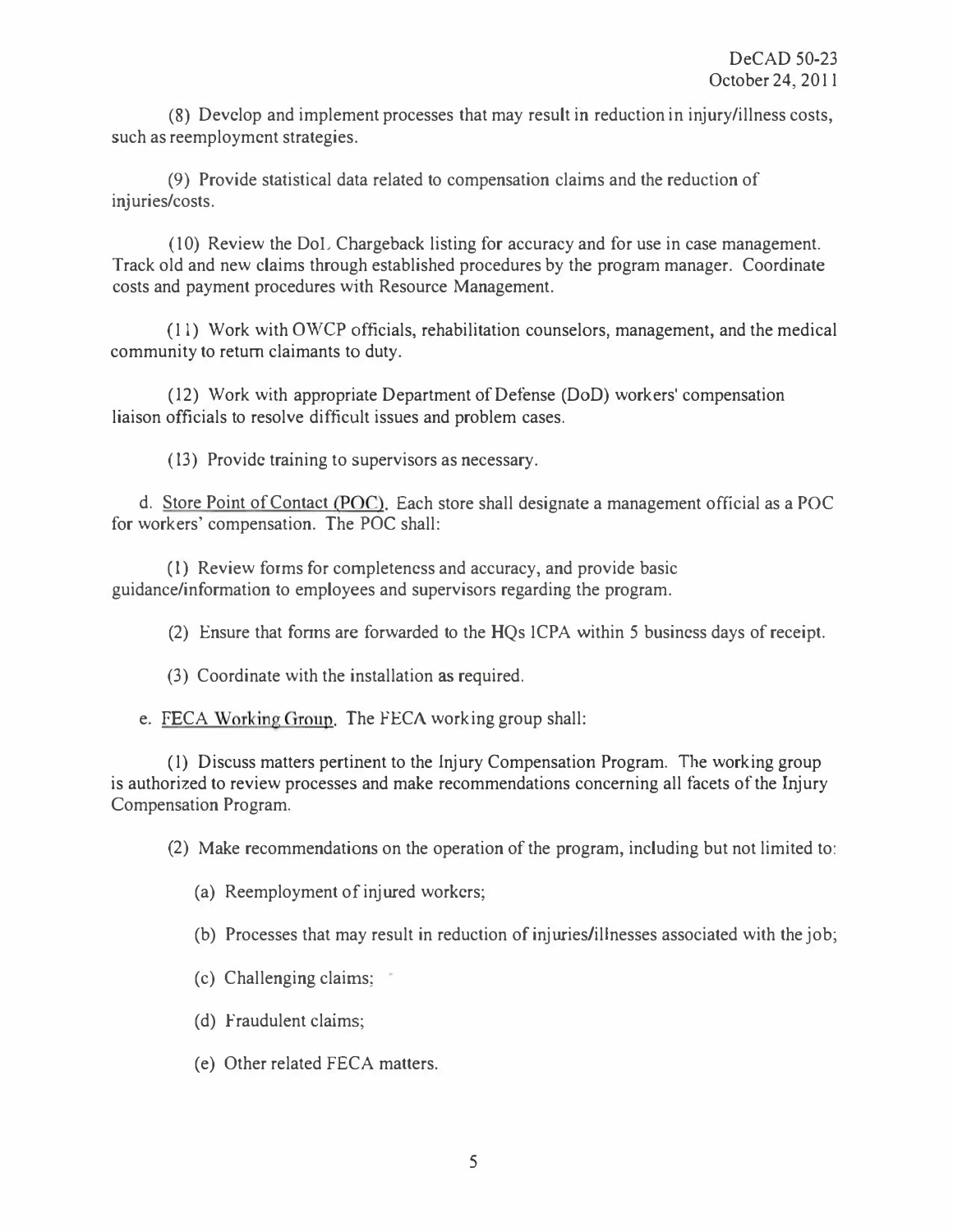(8) Develop and implement processes that may result in reduction in injury/illness costs, such as reemployment strategies.

(9) Provide statistical data related to compensation claims and the reduction of injuries/costs.

(10) Review the DoL Chargeback listing for accuracy and for use in case management. Track old and new claims through established procedures by the program manager. Coordinate costs and payment procedures with Resource Management.

(11) Work with OWCP officials, rehabilitation counselors, management, and the medical community to return claimants to duty.

(12) Work with appropriate Department of Defense (DoD) workers' compensation liaison officials to resolve difficult issues and problem cases.

(13) Provide training to supervisors as necessary.

d. Store Point of Contact (POC). Each store shall designate a management official as a POC for workers' compensation. The POC shall:

(1) Review forms for completeness and accuracy, and provide basic guidance/information to employees and supervisors regarding the program.

(2) Ensure that forms are forwarded to the HQs ICPA within 5 business days of receipt.

(3) Coordinate with the installation as required.

e. FECA Working Group. The FECA working group shall:

(1) Discuss matters pertinent to the Injury Compensation Program. The working group is authorized to review processes and make recommendations concerning all facets of the Injury Compensation Program.

(2) Make recommendations on the operation of the program, including but not limited to:

(a) Reemployment of injured workers;

(b) Processes that may result in reduction of injuries/illnesses associated with the job;

(c) Challenging claims;

(d) Fraudulent claims;

(e) Other related FECA matters.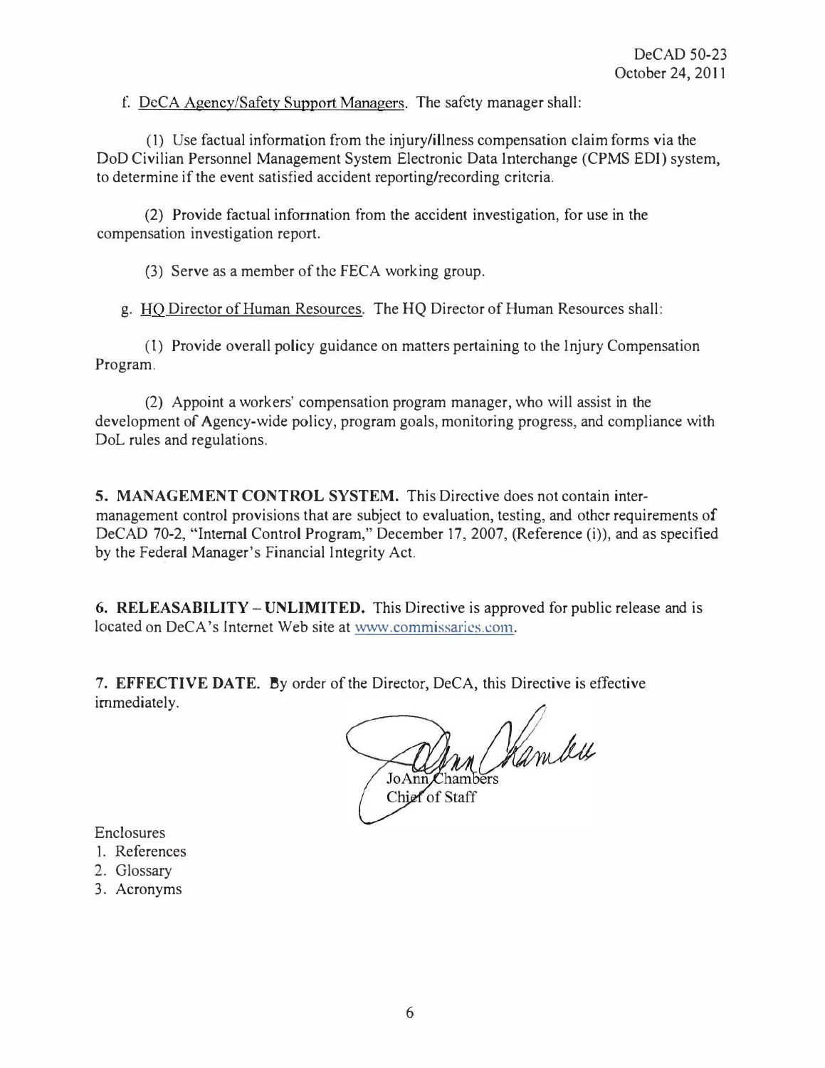f. DeCA Agency/Safety Support Managers. The safety manager shall:

(1) Use factual information from the injury/illness compensation claim forms via the DoD Civilian Personnel Management System Electronic Data Interchange (CPMS EDI) system, to determine if the event satisfied accident reporting/recording criteria.

(2) Provide factual information from the accident investigation, for use in the compensation investigation report.

(3) Serve as a member of the FECA working group.

g. HQ Director of Human Resources. The HQ Director of Human Resources shall:

(1) Provide overall policy guidance on matters pertaining to the Injury Compensation Program.

(2) Appoint a workers' compensation program manager, who will assist in the development of Agency-wide policy, program goals, monitoring progress, and compliance with DoL rules and regulations.

**5. MANAGEMENT CONTROL SYSTEM.** This Directive does not contain inter-management control provisions that are subject to evaluation, testing, and other requirements of DeCAD 70-2, "Internal Control Program," December 17, 2007, (Reference (i)), and as specified by the Federal Manager's Financial Integrity Act.

**6. RELEASABILITY – UNLIMITED.** This Directive is approved for public release and is located on DeCA's Internet Web site at www.commissaries.com.

**7. EFFECTIVE DATE.** By order of the Director, DeCA, this Directive is effective immediately.

JoAnn Chambers
Chief of Staff

Enclosures
1. References
2. Glossary
3. Acronyms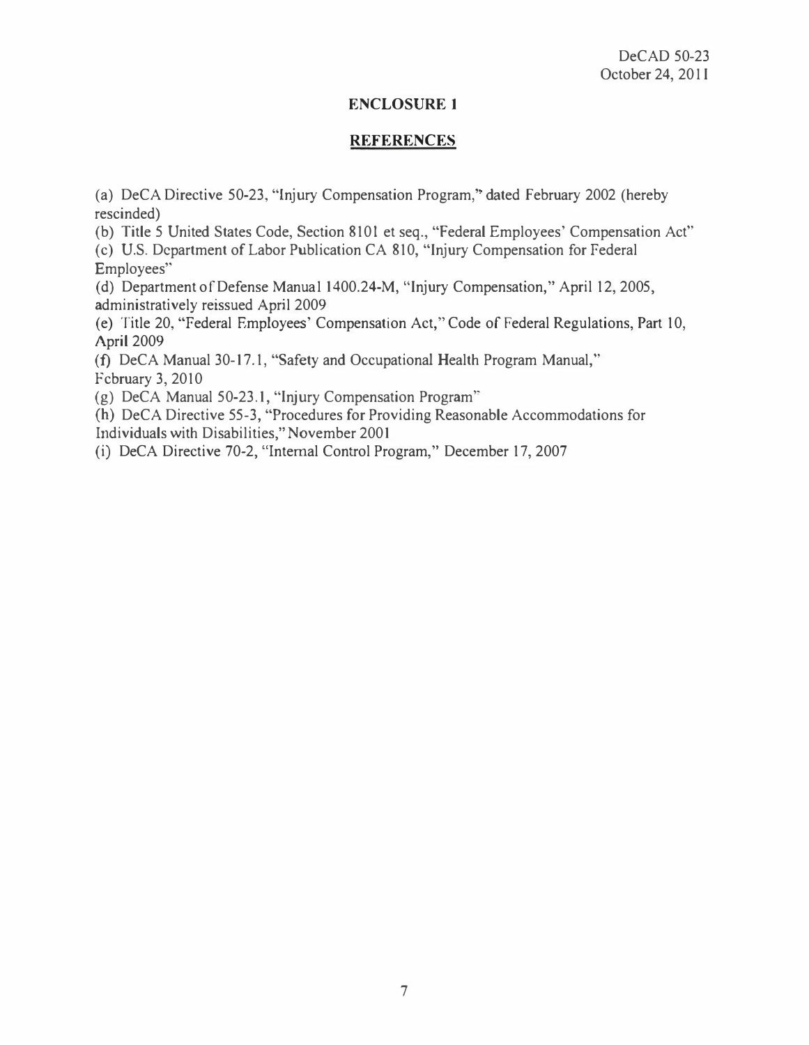DeCAD 50-23
October 24, 2011

## ENCLOSURE 1

## REFERENCES

(a) DeCA Directive 50-23, "Injury Compensation Program," dated February 2002 (hereby rescinded)

(b) Title 5 United States Code, Section 8101 et seq., "Federal Employees' Compensation Act"

(c) U.S. Department of Labor Publication CA 810, "Injury Compensation for Federal Employees"

(d) Department of Defense Manual 1400.24-M, "Injury Compensation," April 12, 2005, administratively reissued April 2009

(e) Title 20, "Federal Employees' Compensation Act," Code of Federal Regulations, Part 10, April 2009

(f) DeCA Manual 30-17.1, "Safety and Occupational Health Program Manual," February 3, 2010

(g) DeCA Manual 50-23.1, "Injury Compensation Program"

(h) DeCA Directive 55-3, "Procedures for Providing Reasonable Accommodations for Individuals with Disabilities," November 2001

(i) DeCA Directive 70-2, "Internal Control Program," December 17, 2007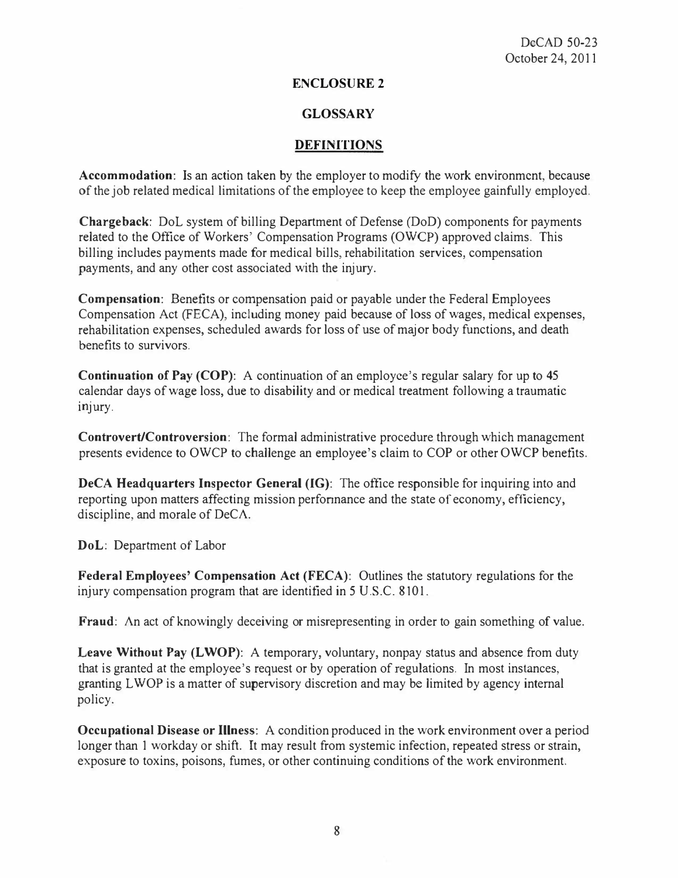## ENCLOSURE 2

## GLOSSARY

### DEFINITIONS

**Accommodation**: Is an action taken by the employer to modify the work environment, because of the job related medical limitations of the employee to keep the employee gainfully employed.

**Chargeback**: DoL system of billing Department of Defense (DoD) components for payments related to the Office of Workers' Compensation Programs (OWCP) approved claims. This billing includes payments made for medical bills, rehabilitation services, compensation payments, and any other cost associated with the injury.

**Compensation**: Benefits or compensation paid or payable under the Federal Employees Compensation Act (FECA), including money paid because of loss of wages, medical expenses, rehabilitation expenses, scheduled awards for loss of use of major body functions, and death benefits to survivors.

**Continuation of Pay (COP)**: A continuation of an employee's regular salary for up to 45 calendar days of wage loss, due to disability and or medical treatment following a traumatic injury.

**Controvert/Controversion**: The formal administrative procedure through which management presents evidence to OWCP to challenge an employee's claim to COP or other OWCP benefits.

**DeCA Headquarters Inspector General (IG)**: The office responsible for inquiring into and reporting upon matters affecting mission performance and the state of economy, efficiency, discipline, and morale of DeCA.

**DoL**: Department of Labor

**Federal Employees' Compensation Act (FECA)**: Outlines the statutory regulations for the injury compensation program that are identified in 5 U.S.C. 8101.

**Fraud**: An act of knowingly deceiving or misrepresenting in order to gain something of value.

**Leave Without Pay (LWOP)**: A temporary, voluntary, nonpay status and absence from duty that is granted at the employee's request or by operation of regulations. In most instances, granting LWOP is a matter of supervisory discretion and may be limited by agency internal policy.

**Occupational Disease or Illness**: A condition produced in the work environment over a period longer than 1 workday or shift. It may result from systemic infection, repeated stress or strain, exposure to toxins, poisons, fumes, or other continuing conditions of the work environment.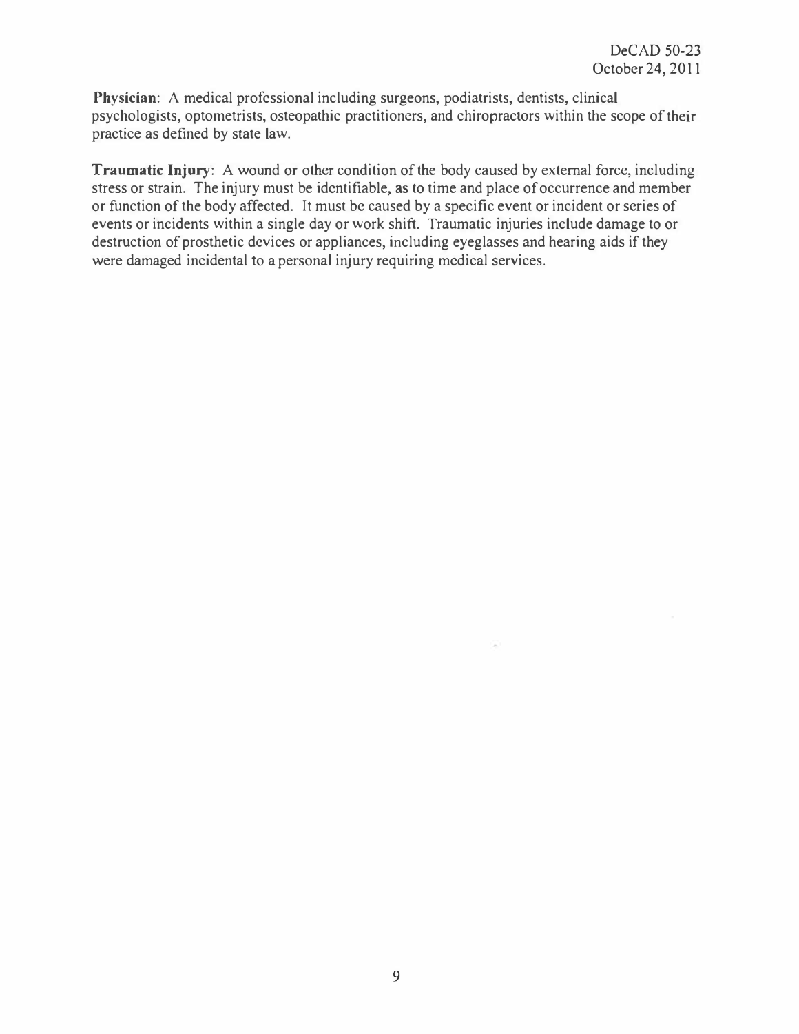**Physician**: A medical professional including surgeons, podiatrists, dentists, clinical psychologists, optometrists, osteopathic practitioners, and chiropractors within the scope of their practice as defined by state law.

**Traumatic Injury**: A wound or other condition of the body caused by external force, including stress or strain. The injury must be identifiable, as to time and place of occurrence and member or function of the body affected. It must be caused by a specific event or incident or series of events or incidents within a single day or work shift. Traumatic injuries include damage to or destruction of prosthetic devices or appliances, including eyeglasses and hearing aids if they were damaged incidental to a personal injury requiring medical services.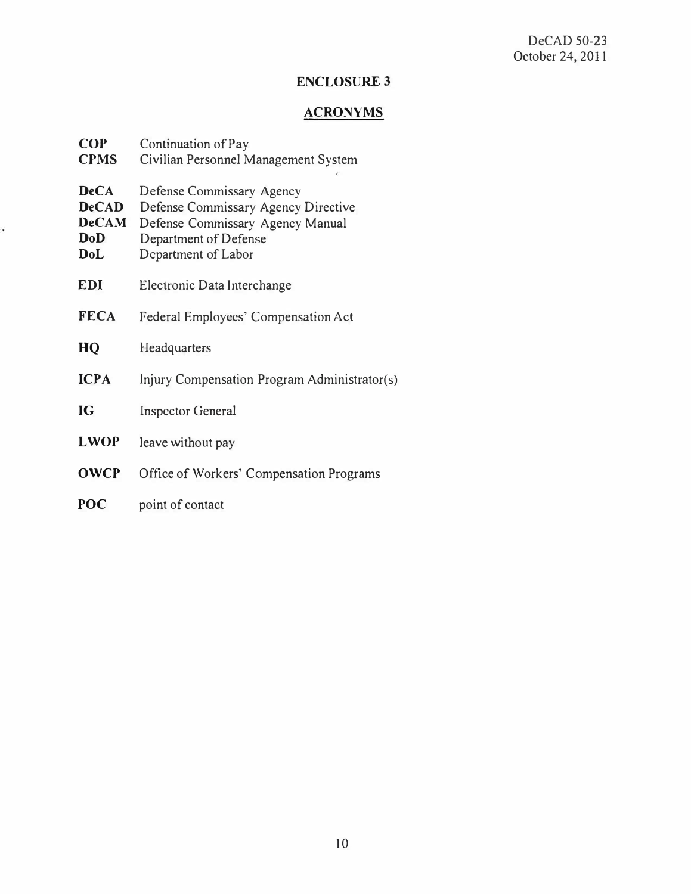## ENCLOSURE 3

## ACRONYMS

| | |
|---|---|
| **COP** | Continuation of Pay |
| **CPMS** | Civilian Personnel Management System |
| **DeCA** | Defense Commissary Agency |
| **DeCAD** | Defense Commissary Agency Directive |
| **DeCAM** | Defense Commissary Agency Manual |
| **DoD** | Department of Defense |
| **DoL** | Department of Labor |
| **EDI** | Electronic Data Interchange |
| **FECA** | Federal Employees' Compensation Act |
| **HQ** | Headquarters |
| **ICPA** | Injury Compensation Program Administrator(s) |
| **IG** | Inspector General |
| **LWOP** | leave without pay |
| **OWCP** | Office of Workers' Compensation Programs |
| **POC** | point of contact |